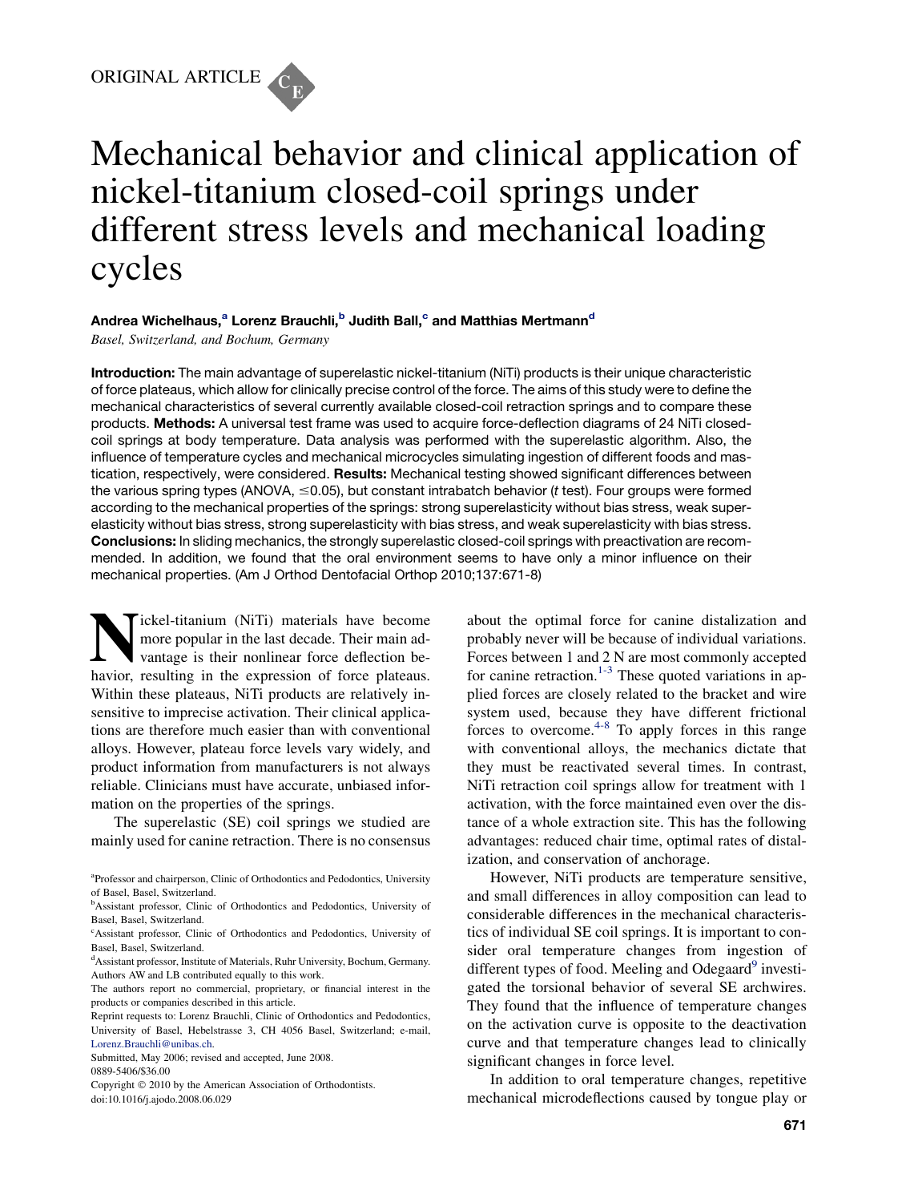ORIGINAL ARTICLE

# Mechanical behavior and clinical application of nickel-titanium closed-coil springs under different stress levels and mechanical loading cycles

**Andrea Wichelhaus,[a] Lorenz Brauchli,[b] Judith Ball,[c] and Matthias Mertmann[d]**

*Basel, Switzerland, and Bochum, Germany*

**Introduction:** The main advantage of superelastic nickel-titanium (NiTi) products is their unique characteristic of force plateaus, which allow for clinically precise control of the force. The aims of this study were to define the mechanical characteristics of several currently available closed-coil retraction springs and to compare these products. **Methods:** A universal test frame was used to acquire force-deflection diagrams of 24 NiTi closed-coil springs at body temperature. Data analysis was performed with the superelastic algorithm. Also, the influence of temperature cycles and mechanical microcycles simulating ingestion of different foods and mastication, respectively, were considered. **Results:** Mechanical testing showed significant differences between the various spring types (ANOVA, ≤0.05), but constant intrabatch behavior (*t* test). Four groups were formed according to the mechanical properties of the springs: strong superelasticity without bias stress, weak superelasticity without bias stress, strong superelasticity with bias stress, and weak superelasticity with bias stress. **Conclusions:** In sliding mechanics, the strongly superelastic closed-coil springs with preactivation are recommended. In addition, we found that the oral environment seems to have only a minor influence on their mechanical properties. (Am J Orthod Dentofacial Orthop 2010;137:671-8)

Nickel-titanium (NiTi) materials have become more popular in the last decade. Their main advantage is their nonlinear force deflection behavior, resulting in the expression of force plateaus. Within these plateaus, NiTi products are relatively insensitive to imprecise activation. Their clinical applications are therefore much easier than with conventional alloys. However, plateau force levels vary widely, and product information from manufacturers is not always reliable. Clinicians must have accurate, unbiased information on the properties of the springs.

The superelastic (SE) coil springs we studied are mainly used for canine retraction. There is no consensus about the optimal force for canine distalization and probably never will be because of individual variations. Forces between 1 and 2 N are most commonly accepted for canine retraction.[1-3] These quoted variations in applied forces are closely related to the bracket and wire system used, because they have different frictional forces to overcome.[4-8] To apply forces in this range with conventional alloys, the mechanics dictate that they must be reactivated several times. In contrast, NiTi retraction coil springs allow for treatment with 1 activation, with the force maintained even over the distance of a whole extraction site. This has the following advantages: reduced chair time, optimal rates of distalization, and conservation of anchorage.

However, NiTi products are temperature sensitive, and small differences in alloy composition can lead to considerable differences in the mechanical characteristics of individual SE coil springs. It is important to consider oral temperature changes from ingestion of different types of food. Meeling and Odegaard[9] investigated the torsional behavior of several SE archwires. They found that the influence of temperature changes on the activation curve is opposite to the deactivation curve and that temperature changes lead to clinically significant changes in force level.

In addition to oral temperature changes, repetitive mechanical microdeflections caused by tongue play or

[a]Professor and chairperson, Clinic of Orthodontics and Pedodontics, University of Basel, Basel, Switzerland.
[b]Assistant professor, Clinic of Orthodontics and Pedodontics, University of Basel, Basel, Switzerland.
[c]Assistant professor, Clinic of Orthodontics and Pedodontics, University of Basel, Basel, Switzerland.
[d]Assistant professor, Institute of Materials, Ruhr University, Bochum, Germany.
Authors AW and LB contributed equally to this work.
The authors report no commercial, proprietary, or financial interest in the products or companies described in this article.
Reprint requests to: Lorenz Brauchli, Clinic of Orthodontics and Pedodontics, University of Basel, Hebelstrasse 3, CH 4056 Basel, Switzerland; e-mail, Lorenz.Brauchli@unibas.ch.
Submitted, May 2006; revised and accepted, June 2008.
0889-5406/$36.00
Copyright © 2010 by the American Association of Orthodontists.
doi:10.1016/j.ajodo.2008.06.029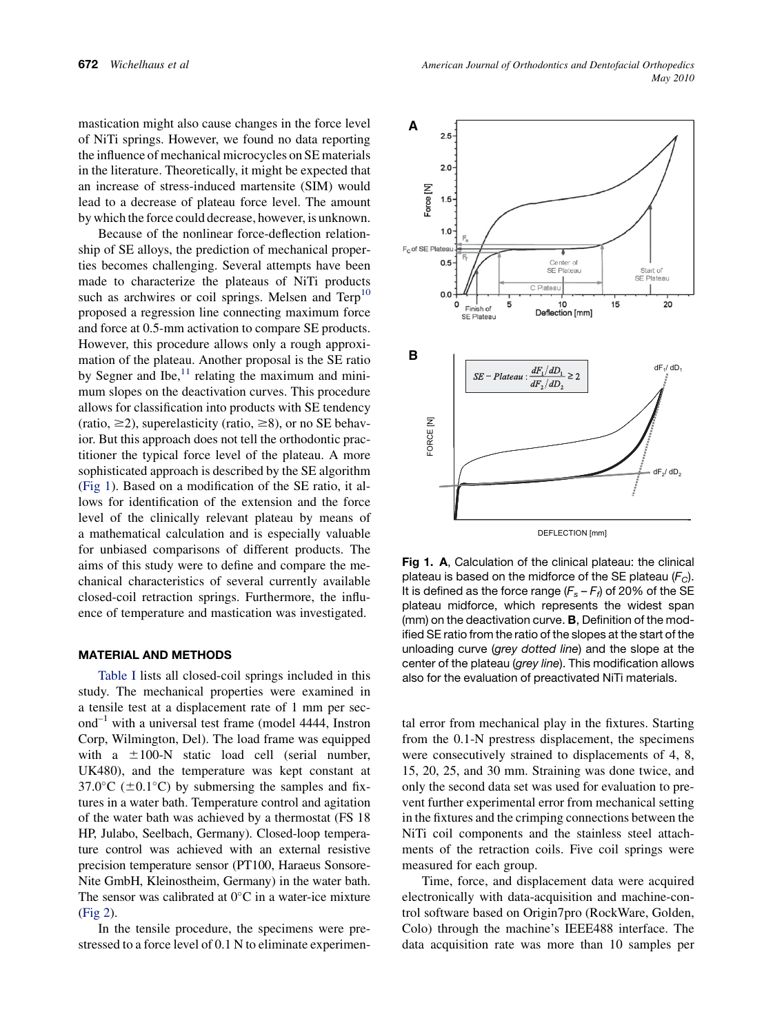mastication might also cause changes in the force level of NiTi springs. However, we found no data reporting the influence of mechanical microcycles on SE materials in the literature. Theoretically, it might be expected that an increase of stress-induced martensite (SIM) would lead to a decrease of plateau force level. The amount by which the force could decrease, however, is unknown.

Because of the nonlinear force-deflection relationship of SE alloys, the prediction of mechanical properties becomes challenging. Several attempts have been made to characterize the plateaus of NiTi products such as archwires or coil springs. Melsen and Terp[10] proposed a regression line connecting maximum force and force at 0.5-mm activation to compare SE products. However, this procedure allows only a rough approximation of the plateau. Another proposal is the SE ratio by Segner and Ibe,[11] relating the maximum and minimum slopes on the deactivation curves. This procedure allows for classification into products with SE tendency (ratio, ≥2), superelasticity (ratio, ≥8), or no SE behavior. But this approach does not tell the orthodontic practitioner the typical force level of the plateau. A more sophisticated approach is described by the SE algorithm (Fig 1). Based on a modification of the SE ratio, it allows for identification of the extension and the force level of the clinically relevant plateau by means of a mathematical calculation and is especially valuable for unbiased comparisons of different products. The aims of this study were to define and compare the mechanical characteristics of several currently available closed-coil retraction springs. Furthermore, the influence of temperature and mastication was investigated.

**Fig 1. A**, Calculation of the clinical plateau: the clinical plateau is based on the midforce of the SE plateau ($F_C$). It is defined as the force range ($F_s - F_f$) of 20% of the SE plateau midforce, which represents the widest span (mm) on the deactivation curve. **B**, Definition of the modified SE ratio from the ratio of the slopes at the start of the unloading curve (*grey dotted line*) and the slope at the center of the plateau (*grey line*). This modification allows also for the evaluation of preactivated NiTi materials.

## MATERIAL AND METHODS

Table I lists all closed-coil springs included in this study. The mechanical properties were examined in a tensile test at a displacement rate of 1 mm per second$^{-1}$ with a universal test frame (model 4444, Instron Corp, Wilmington, Del). The load frame was equipped with a ±100-N static load cell (serial number, UK480), and the temperature was kept constant at 37.0°C (±0.1°C) by submersing the samples and fixtures in a water bath. Temperature control and agitation of the water bath was achieved by a thermostat (FS 18 HP, Julabo, Seelbach, Germany). Closed-loop temperature control was achieved with an external resistive precision temperature sensor (PT100, Haraeus Sonsore-Nite GmbH, Kleinostheim, Germany) in the water bath. The sensor was calibrated at 0°C in a water-ice mixture (Fig 2).

In the tensile procedure, the specimens were prestressed to a force level of 0.1 N to eliminate experimental error from mechanical play in the fixtures. Starting from the 0.1-N prestress displacement, the specimens were consecutively strained to displacements of 4, 8, 15, 20, 25, and 30 mm. Straining was done twice, and only the second data set was used for evaluation to prevent further experimental error from mechanical setting in the fixtures and the crimping connections between the NiTi coil components and the stainless steel attachments of the retraction coils. Five coil springs were measured for each group.

Time, force, and displacement data were acquired electronically with data-acquisition and machine-control software based on Origin7pro (RockWare, Golden, Colo) through the machine's IEEE488 interface. The data acquisition rate was more than 10 samples per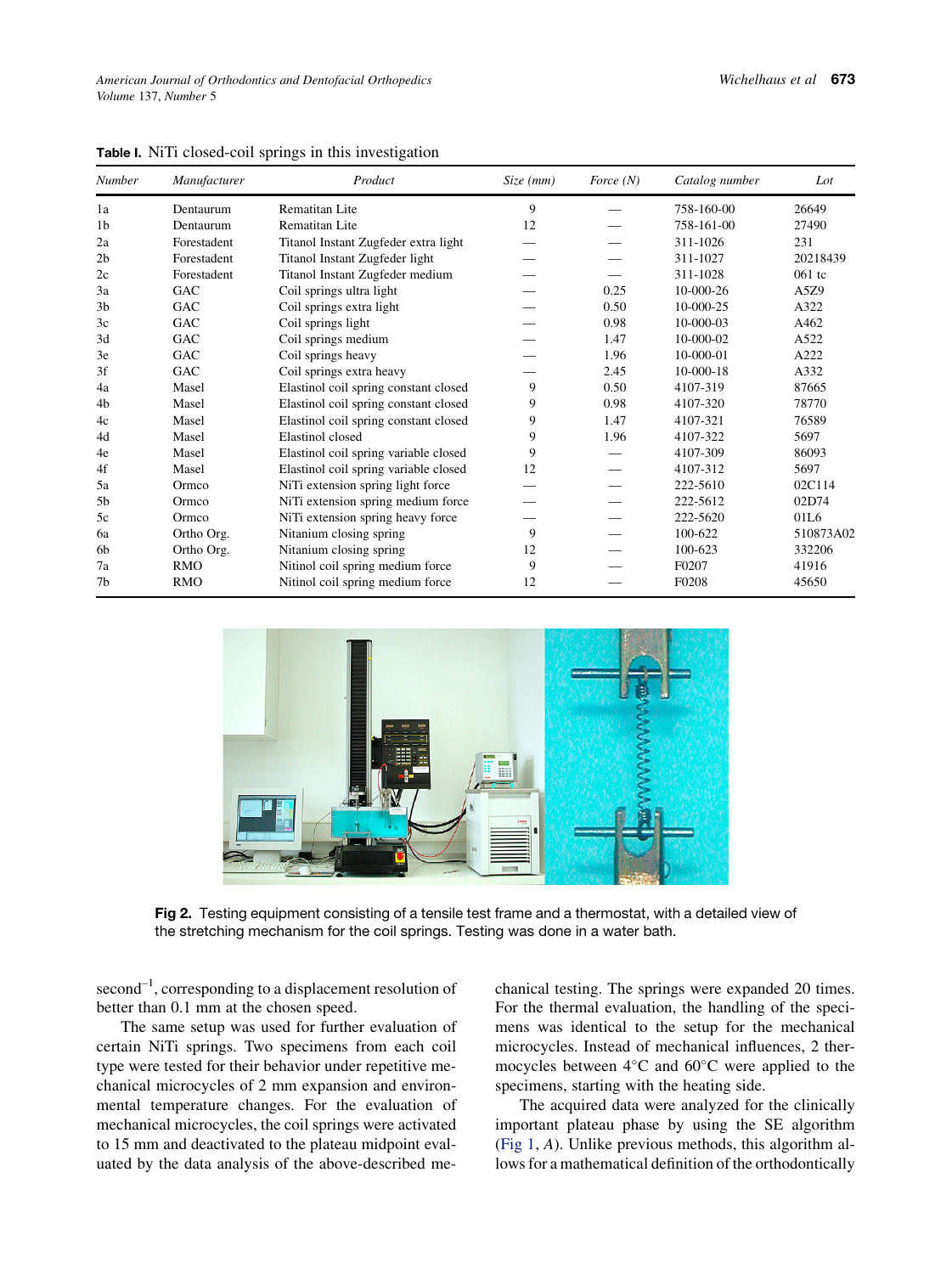**Table I.** NiTi closed-coil springs in this investigation

| Number | Manufacturer | Product | Size (mm) | Force (N) | Catalog number | Lot |
|---|---|---|---|---|---|---|
| 1a | Dentaurum | Rematitan Lite | 9 | — | 758-160-00 | 26649 |
| 1b | Dentaurum | Rematitan Lite | 12 | — | 758-161-00 | 27490 |
| 2a | Forestadent | Titanol Instant Zugfeder extra light | — | — | 311-1026 | 231 |
| 2b | Forestadent | Titanol Instant Zugfeder light | — | — | 311-1027 | 20218439 |
| 2c | Forestadent | Titanol Instant Zugfeder medium | — | — | 311-1028 | 061 tc |
| 3a | GAC | Coil springs ultra light | — | 0.25 | 10-000-26 | A5Z9 |
| 3b | GAC | Coil springs extra light | — | 0.50 | 10-000-25 | A322 |
| 3c | GAC | Coil springs light | — | 0.98 | 10-000-03 | A462 |
| 3d | GAC | Coil springs medium | — | 1.47 | 10-000-02 | A522 |
| 3e | GAC | Coil springs heavy | — | 1.96 | 10-000-01 | A222 |
| 3f | GAC | Coil springs extra heavy | — | 2.45 | 10-000-18 | A332 |
| 4a | Masel | Elastinol coil spring constant closed | 9 | 0.50 | 4107-319 | 87665 |
| 4b | Masel | Elastinol coil spring constant closed | 9 | 0.98 | 4107-320 | 78770 |
| 4c | Masel | Elastinol coil spring constant closed | 9 | 1.47 | 4107-321 | 76589 |
| 4d | Masel | Elastinol closed | 9 | 1.96 | 4107-322 | 5697 |
| 4e | Masel | Elastinol coil spring variable closed | 9 | — | 4107-309 | 86093 |
| 4f | Masel | Elastinol coil spring variable closed | 12 | — | 4107-312 | 5697 |
| 5a | Ormco | NiTi extension spring light force | — | — | 222-5610 | 02C114 |
| 5b | Ormco | NiTi extension spring medium force | — | — | 222-5612 | 02D74 |
| 5c | Ormco | NiTi extension spring heavy force | — | — | 222-5620 | 01L6 |
| 6a | Ortho Org. | Nitanium closing spring | 9 | — | 100-622 | 510873A02 |
| 6b | Ortho Org. | Nitanium closing spring | 12 | — | 100-623 | 332206 |
| 7a | RMO | Nitinol coil spring medium force | 9 | — | F0207 | 41916 |
| 7b | RMO | Nitinol coil spring medium force | 12 | — | F0208 | 45650 |

**Fig 2.** Testing equipment consisting of a tensile test frame and a thermostat, with a detailed view of the stretching mechanism for the coil springs. Testing was done in a water bath.

second$^{-1}$, corresponding to a displacement resolution of better than 0.1 mm at the chosen speed.

The same setup was used for further evaluation of certain NiTi springs. Two specimens from each coil type were tested for their behavior under repetitive mechanical microcycles of 2 mm expansion and environmental temperature changes. For the evaluation of mechanical microcycles, the coil springs were activated to 15 mm and deactivated to the plateau midpoint evaluated by the data analysis of the above-described mechanical testing. The springs were expanded 20 times. For the thermal evaluation, the handling of the specimens was identical to the setup for the mechanical microcycles. Instead of mechanical influences, 2 thermocycles between 4°C and 60°C were applied to the specimens, starting with the heating side.

The acquired data were analyzed for the clinically important plateau phase by using the SE algorithm (Fig 1, *A*). Unlike previous methods, this algorithm allows for a mathematical definition of the orthodontically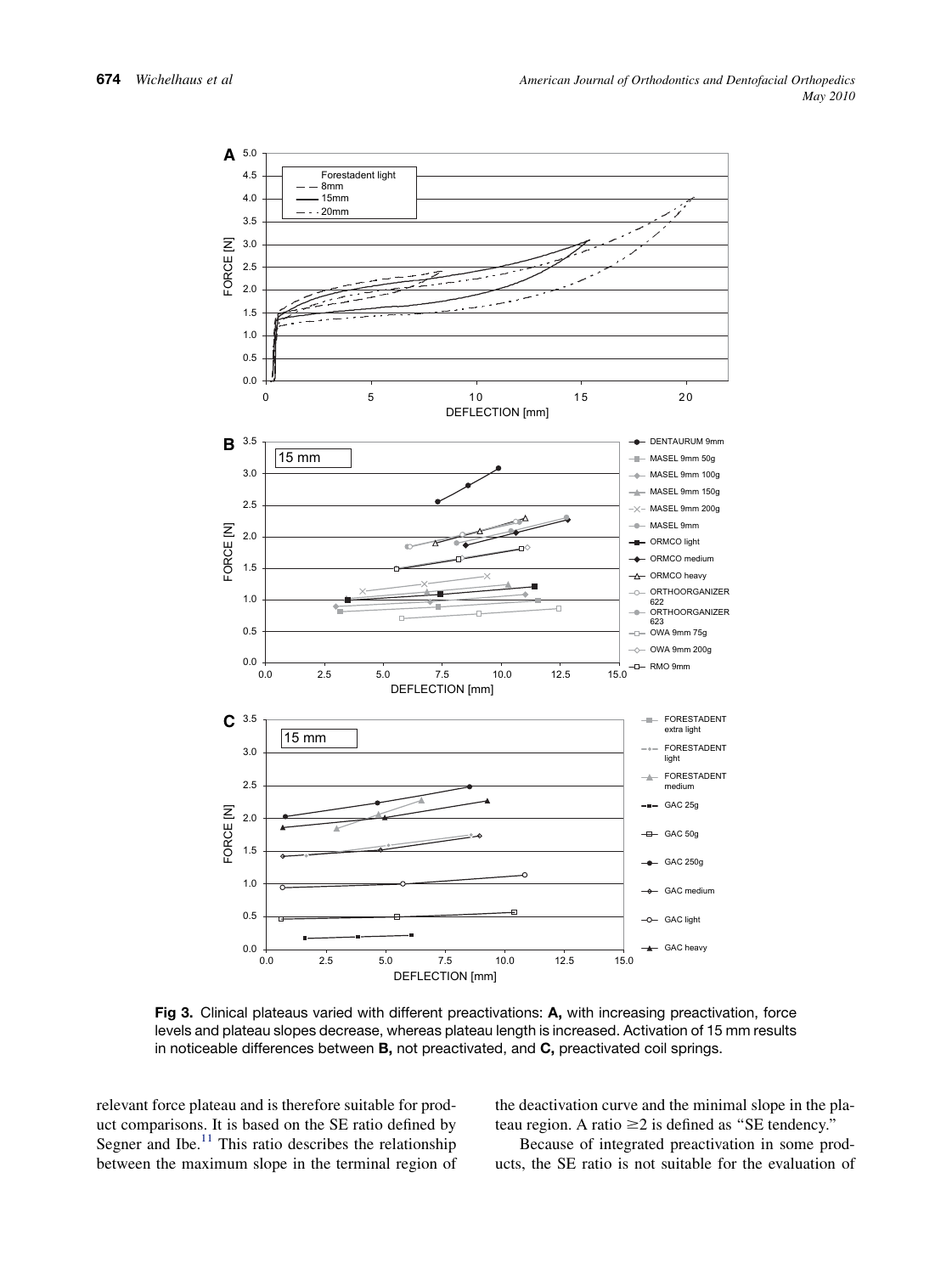**Fig 3.** Clinical plateaus varied with different preactivations: **A,** with increasing preactivation, force levels and plateau slopes decrease, whereas plateau length is increased. Activation of 15 mm results in noticeable differences between **B,** not preactivated, and **C,** preactivated coil springs.

relevant force plateau and is therefore suitable for product comparisons. It is based on the SE ratio defined by Segner and Ibe.[11] This ratio describes the relationship between the maximum slope in the terminal region of the deactivation curve and the minimal slope in the plateau region. A ratio ≥2 is defined as "SE tendency."

Because of integrated preactivation in some products, the SE ratio is not suitable for the evaluation of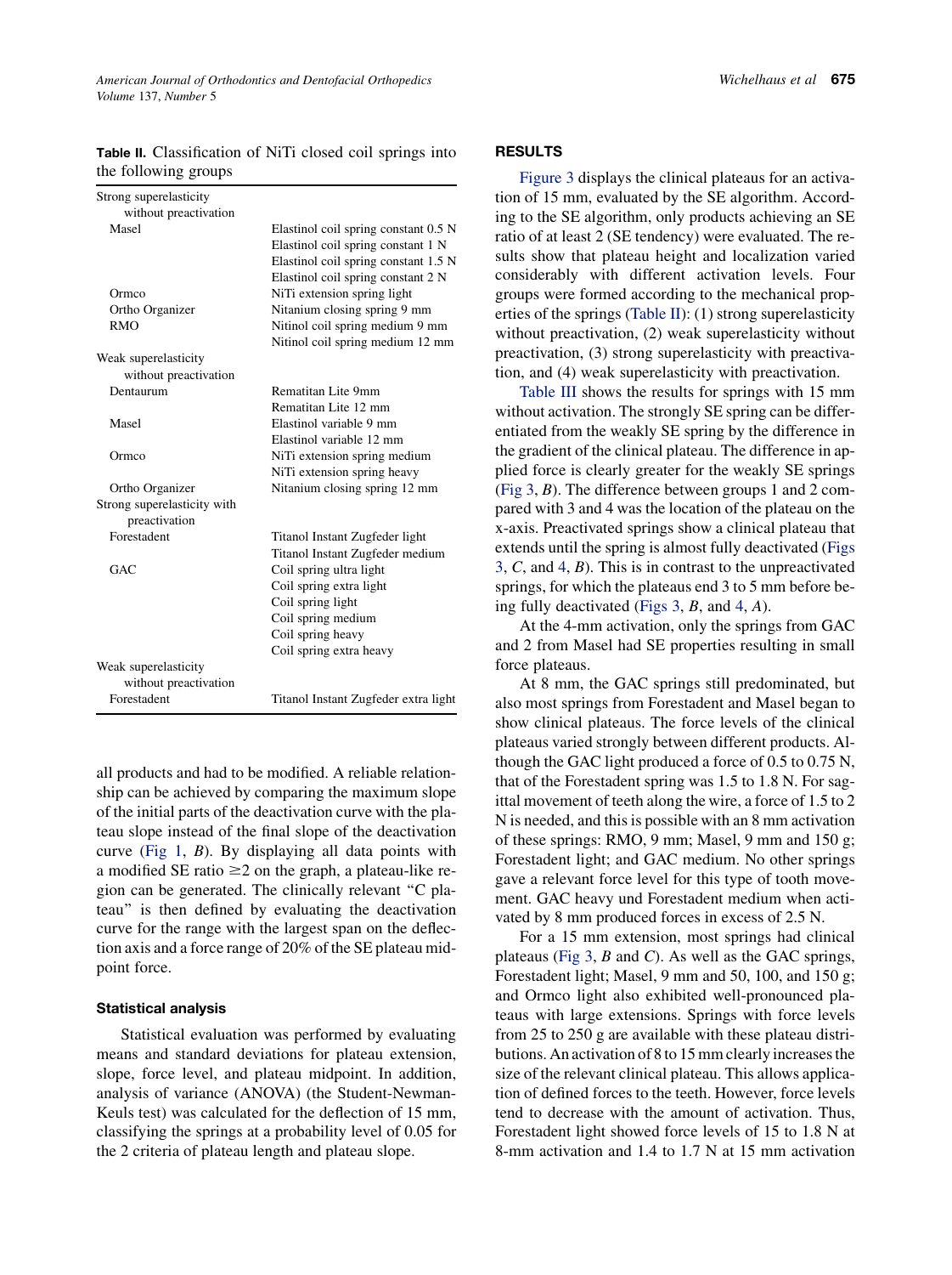**Table II.** Classification of NiTi closed coil springs into the following groups

| | |
|---|---|
| Strong superelasticity without preactivation | |
| Masel | Elastinol coil spring constant 0.5 N |
| | Elastinol coil spring constant 1 N |
| | Elastinol coil spring constant 1.5 N |
| | Elastinol coil spring constant 2 N |
| Ormco | NiTi extension spring light |
| Ortho Organizer | Nitanium closing spring 9 mm |
| RMO | Nitinol coil spring medium 9 mm |
| | Nitinol coil spring medium 12 mm |
| Weak superelasticity without preactivation | |
| Dentaurum | Rematitan Lite 9mm |
| | Rematitan Lite 12 mm |
| Masel | Elastinol variable 9 mm |
| | Elastinol variable 12 mm |
| Ormco | NiTi extension spring medium |
| | NiTi extension spring heavy |
| Ortho Organizer | Nitanium closing spring 12 mm |
| Strong superelasticity with preactivation | |
| Forestadent | Titanol Instant Zugfeder light |
| | Titanol Instant Zugfeder medium |
| GAC | Coil spring ultra light |
| | Coil spring extra light |
| | Coil spring light |
| | Coil spring medium |
| | Coil spring heavy |
| | Coil spring extra heavy |
| Weak superelasticity without preactivation | |
| Forestadent | Titanol Instant Zugfeder extra light |

all products and had to be modified. A reliable relationship can be achieved by comparing the maximum slope of the initial parts of the deactivation curve with the plateau slope instead of the final slope of the deactivation curve (Fig 1, *B*). By displaying all data points with a modified SE ratio ≥2 on the graph, a plateau-like region can be generated. The clinically relevant "C plateau" is then defined by evaluating the deactivation curve for the range with the largest span on the deflection axis and a force range of 20% of the SE plateau midpoint force.

### Statistical analysis

Statistical evaluation was performed by evaluating means and standard deviations for plateau extension, slope, force level, and plateau midpoint. In addition, analysis of variance (ANOVA) (the Student-Newman-Keuls test) was calculated for the deflection of 15 mm, classifying the springs at a probability level of 0.05 for the 2 criteria of plateau length and plateau slope.

## RESULTS

Figure 3 displays the clinical plateaus for an activation of 15 mm, evaluated by the SE algorithm. According to the SE algorithm, only products achieving an SE ratio of at least 2 (SE tendency) were evaluated. The results show that plateau height and localization varied considerably with different activation levels. Four groups were formed according to the mechanical properties of the springs (Table II): (1) strong superelasticity without preactivation, (2) weak superelasticity without preactivation, (3) strong superelasticity with preactivation, and (4) weak superelasticity with preactivation.

Table III shows the results for springs with 15 mm without activation. The strongly SE spring can be differentiated from the weakly SE spring by the difference in the gradient of the clinical plateau. The difference in applied force is clearly greater for the weakly SE springs (Fig 3, *B*). The difference between groups 1 and 2 compared with 3 and 4 was the location of the plateau on the x-axis. Preactivated springs show a clinical plateau that extends until the spring is almost fully deactivated (Figs 3, *C*, and 4, *B*). This is in contrast to the unpreactivated springs, for which the plateaus end 3 to 5 mm before being fully deactivated (Figs 3, *B*, and 4, *A*).

At the 4-mm activation, only the springs from GAC and 2 from Masel had SE properties resulting in small force plateaus.

At 8 mm, the GAC springs still predominated, but also most springs from Forestadent and Masel began to show clinical plateaus. The force levels of the clinical plateaus varied strongly between different products. Although the GAC light produced a force of 0.5 to 0.75 N, that of the Forestadent spring was 1.5 to 1.8 N. For sagittal movement of teeth along the wire, a force of 1.5 to 2 N is needed, and this is possible with an 8 mm activation of these springs: RMO, 9 mm; Masel, 9 mm and 150 g; Forestadent light; and GAC medium. No other springs gave a relevant force level for this type of tooth movement. GAC heavy und Forestadent medium when activated by 8 mm produced forces in excess of 2.5 N.

For a 15 mm extension, most springs had clinical plateaus (Fig 3, *B* and *C*). As well as the GAC springs, Forestadent light; Masel, 9 mm and 50, 100, and 150 g; and Ormco light also exhibited well-pronounced plateaus with large extensions. Springs with force levels from 25 to 250 g are available with these plateau distributions. An activation of 8 to 15 mm clearly increases the size of the relevant clinical plateau. This allows application of defined forces to the teeth. However, force levels tend to decrease with the amount of activation. Thus, Forestadent light showed force levels of 15 to 1.8 N at 8-mm activation and 1.4 to 1.7 N at 15 mm activation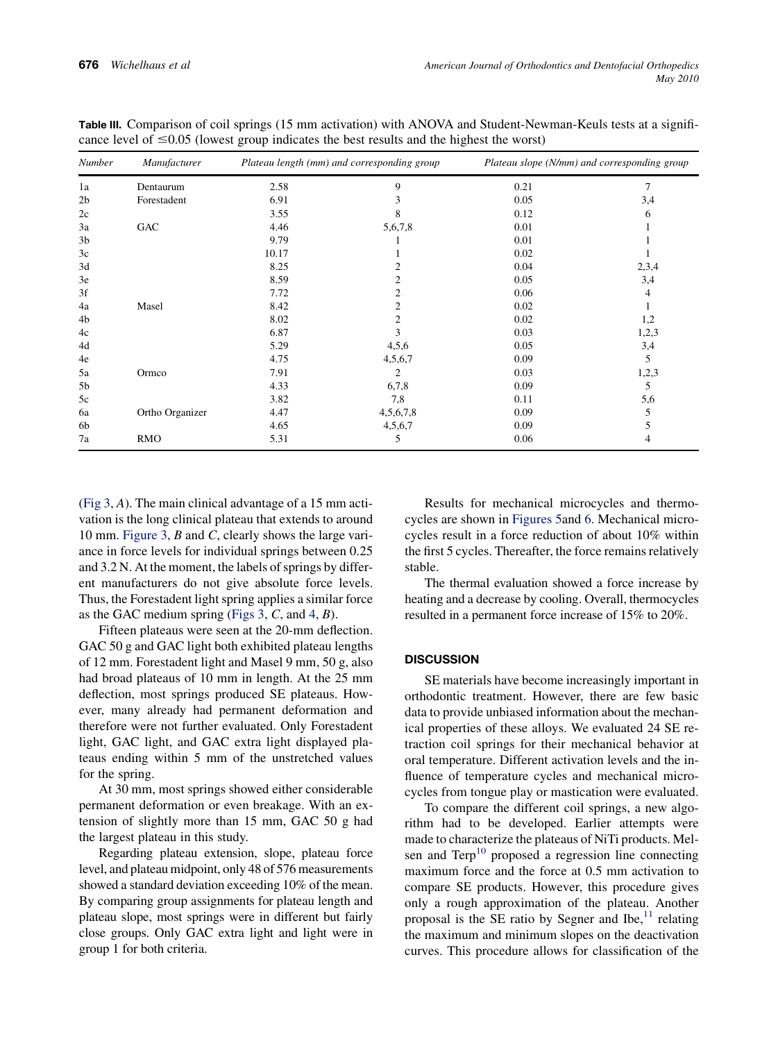**Table III.** Comparison of coil springs (15 mm activation) with ANOVA and Student-Newman-Keuls tests at a significance level of ≤0.05 (lowest group indicates the best results and the highest the worst)

| Number | Manufacturer | Plateau length (mm) and corresponding group | | Plateau slope (N/mm) and corresponding group | |
|---|---|---|---|---|---|
| 1a | Dentaurum | 2.58 | 9 | 0.21 | 7 |
| 2b | Forestadent | 6.91 | 3 | 0.05 | 3,4 |
| 2c | | 3.55 | 8 | 0.12 | 6 |
| 3a | GAC | 4.46 | 5,6,7,8 | 0.01 | 1 |
| 3b | | 9.79 | 1 | 0.01 | 1 |
| 3c | | 10.17 | 1 | 0.02 | 1 |
| 3d | | 8.25 | 2 | 0.04 | 2,3,4 |
| 3e | | 8.59 | 2 | 0.05 | 3,4 |
| 3f | | 7.72 | 2 | 0.06 | 4 |
| 4a | Masel | 8.42 | 2 | 0.02 | 1 |
| 4b | | 8.02 | 2 | 0.02 | 1,2 |
| 4c | | 6.87 | 3 | 0.03 | 1,2,3 |
| 4d | | 5.29 | 4,5,6 | 0.05 | 3,4 |
| 4e | | 4.75 | 4,5,6,7 | 0.09 | 5 |
| 5a | Ormco | 7.91 | 2 | 0.03 | 1,2,3 |
| 5b | | 4.33 | 6,7,8 | 0.09 | 5 |
| 5c | | 3.82 | 7,8 | 0.11 | 5,6 |
| 6a | Ortho Organizer | 4.47 | 4,5,6,7,8 | 0.09 | 5 |
| 6b | | 4.65 | 4,5,6,7 | 0.09 | 5 |
| 7a | RMO | 5.31 | 5 | 0.06 | 4 |

(Fig 3, *A*). The main clinical advantage of a 15 mm activation is the long clinical plateau that extends to around 10 mm. Figure 3, *B* and *C*, clearly shows the large variance in force levels for individual springs between 0.25 and 3.2 N. At the moment, the labels of springs by different manufacturers do not give absolute force levels. Thus, the Forestadent light spring applies a similar force as the GAC medium spring (Figs 3, *C*, and 4, *B*).

Fifteen plateaus were seen at the 20-mm deflection. GAC 50 g and GAC light both exhibited plateau lengths of 12 mm. Forestadent light and Masel 9 mm, 50 g, also had broad plateaus of 10 mm in length. At the 25 mm deflection, most springs produced SE plateaus. However, many already had permanent deformation and therefore were not further evaluated. Only Forestadent light, GAC light, and GAC extra light displayed plateaus ending within 5 mm of the unstretched values for the spring.

At 30 mm, most springs showed either considerable permanent deformation or even breakage. With an extension of slightly more than 15 mm, GAC 50 g had the largest plateau in this study.

Regarding plateau extension, slope, plateau force level, and plateau midpoint, only 48 of 576 measurements showed a standard deviation exceeding 10% of the mean. By comparing group assignments for plateau length and plateau slope, most springs were in different but fairly close groups. Only GAC extra light and light were in group 1 for both criteria.

Results for mechanical microcycles and thermocycles are shown in Figures 5and 6. Mechanical microcycles result in a force reduction of about 10% within the first 5 cycles. Thereafter, the force remains relatively stable.

The thermal evaluation showed a force increase by heating and a decrease by cooling. Overall, thermocycles resulted in a permanent force increase of 15% to 20%.

## DISCUSSION

SE materials have become increasingly important in orthodontic treatment. However, there are few basic data to provide unbiased information about the mechanical properties of these alloys. We evaluated 24 SE retraction coil springs for their mechanical behavior at oral temperature. Different activation levels and the influence of temperature cycles and mechanical microcycles from tongue play or mastication were evaluated.

To compare the different coil springs, a new algorithm had to be developed. Earlier attempts were made to characterize the plateaus of NiTi products. Melsen and Terp[10] proposed a regression line connecting maximum force and the force at 0.5 mm activation to compare SE products. However, this procedure gives only a rough approximation of the plateau. Another proposal is the SE ratio by Segner and Ibe,[11] relating the maximum and minimum slopes on the deactivation curves. This procedure allows for classification of the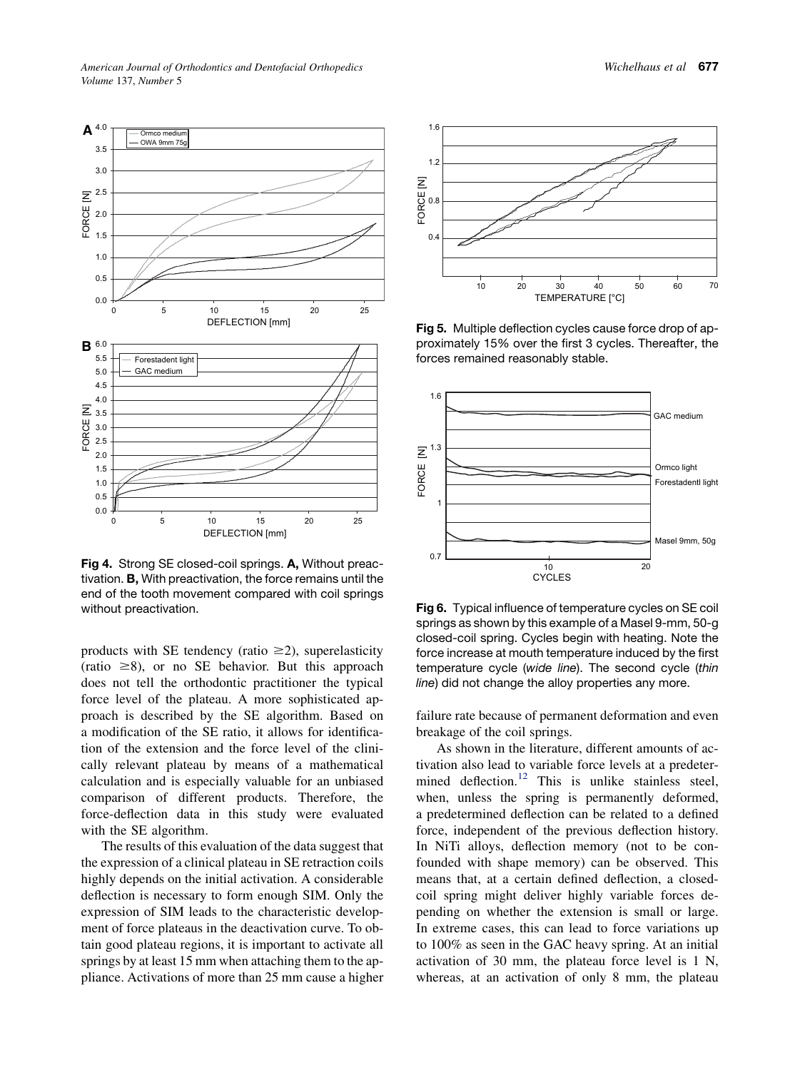**Fig 4.** Strong SE closed-coil springs. **A,** Without preactivation. **B,** With preactivation, the force remains until the end of the tooth movement compared with coil springs without preactivation.

**Fig 5.** Multiple deflection cycles cause force drop of approximately 15% over the first 3 cycles. Thereafter, the forces remained reasonably stable.

**Fig 6.** Typical influence of temperature cycles on SE coil springs as shown by this example of a Masel 9-mm, 50-g closed-coil spring. Cycles begin with heating. Note the force increase at mouth temperature induced by the first temperature cycle (*wide line*). The second cycle (*thin line*) did not change the alloy properties any more.

products with SE tendency (ratio ≥2), superelasticity (ratio ≥8), or no SE behavior. But this approach does not tell the orthodontic practitioner the typical force level of the plateau. A more sophisticated approach is described by the SE algorithm. Based on a modification of the SE ratio, it allows for identification of the extension and the force level of the clinically relevant plateau by means of a mathematical calculation and is especially valuable for an unbiased comparison of different products. Therefore, the force-deflection data in this study were evaluated with the SE algorithm.

The results of this evaluation of the data suggest that the expression of a clinical plateau in SE retraction coils highly depends on the initial activation. A considerable deflection is necessary to form enough SIM. Only the expression of SIM leads to the characteristic development of force plateaus in the deactivation curve. To obtain good plateau regions, it is important to activate all springs by at least 15 mm when attaching them to the appliance. Activations of more than 25 mm cause a higher failure rate because of permanent deformation and even breakage of the coil springs.

As shown in the literature, different amounts of activation also lead to variable force levels at a predetermined deflection.[12] This is unlike stainless steel, when, unless the spring is permanently deformed, a predetermined deflection can be related to a defined force, independent of the previous deflection history. In NiTi alloys, deflection memory (not to be confounded with shape memory) can be observed. This means that, at a certain defined deflection, a closed-coil spring might deliver highly variable forces depending on whether the extension is small or large. In extreme cases, this can lead to force variations up to 100% as seen in the GAC heavy spring. At an initial activation of 30 mm, the plateau force level is 1 N, whereas, at an activation of only 8 mm, the plateau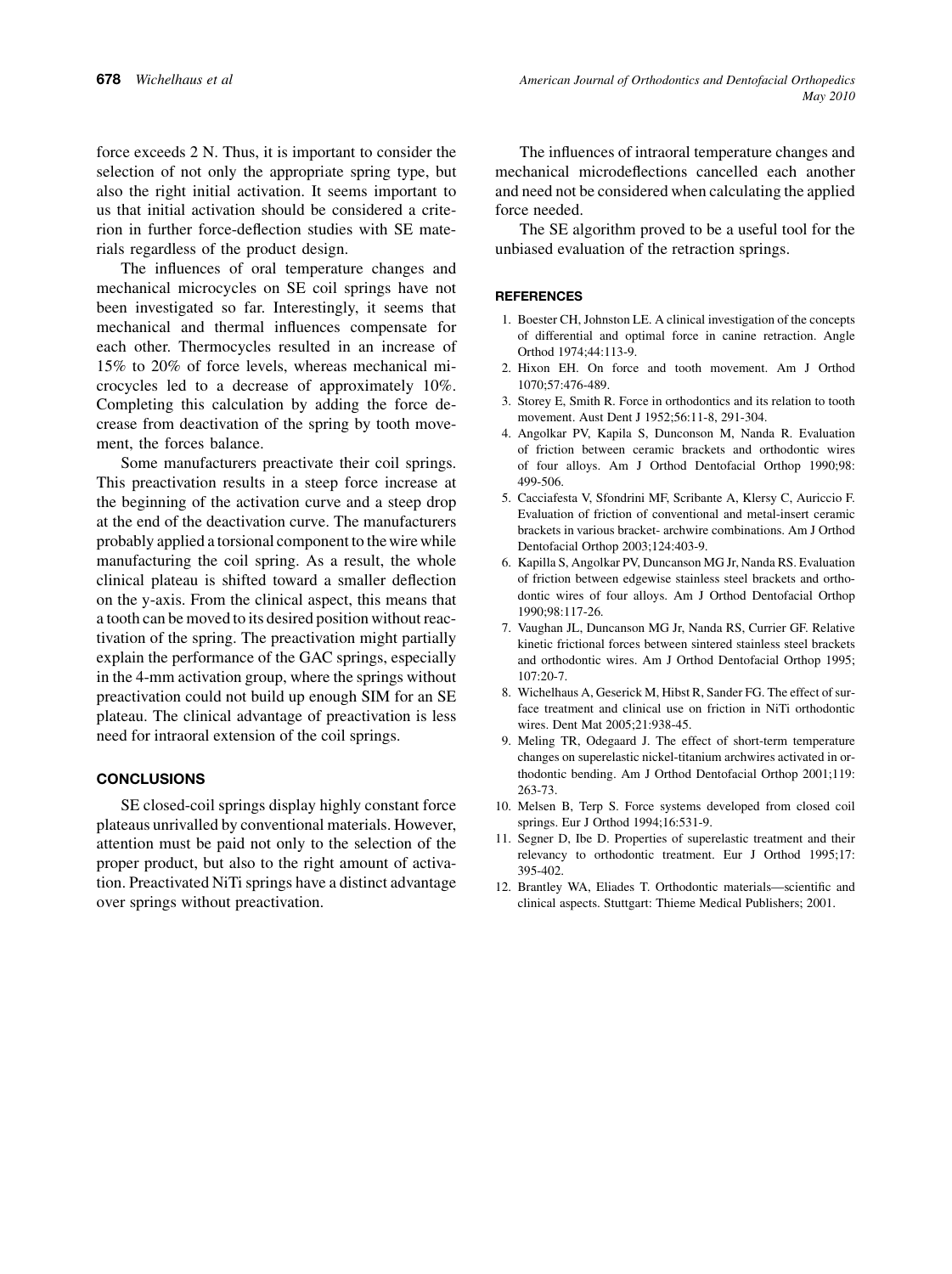force exceeds 2 N. Thus, it is important to consider the selection of not only the appropriate spring type, but also the right initial activation. It seems important to us that initial activation should be considered a criterion in further force-deflection studies with SE materials regardless of the product design.

The influences of oral temperature changes and mechanical microcycles on SE coil springs have not been investigated so far. Interestingly, it seems that mechanical and thermal influences compensate for each other. Thermocycles resulted in an increase of 15% to 20% of force levels, whereas mechanical microcycles led to a decrease of approximately 10%. Completing this calculation by adding the force decrease from deactivation of the spring by tooth movement, the forces balance.

Some manufacturers preactivate their coil springs. This preactivation results in a steep force increase at the beginning of the activation curve and a steep drop at the end of the deactivation curve. The manufacturers probably applied a torsional component to the wire while manufacturing the coil spring. As a result, the whole clinical plateau is shifted toward a smaller deflection on the y-axis. From the clinical aspect, this means that a tooth can be moved to its desired position without reactivation of the spring. The preactivation might partially explain the performance of the GAC springs, especially in the 4-mm activation group, where the springs without preactivation could not build up enough SIM for an SE plateau. The clinical advantage of preactivation is less need for intraoral extension of the coil springs.

## CONCLUSIONS

SE closed-coil springs display highly constant force plateaus unrivalled by conventional materials. However, attention must be paid not only to the selection of the proper product, but also to the right amount of activation. Preactivated NiTi springs have a distinct advantage over springs without preactivation.

The influences of intraoral temperature changes and mechanical microdeflections cancelled each another and need not be considered when calculating the applied force needed.

The SE algorithm proved to be a useful tool for the unbiased evaluation of the retraction springs.

## REFERENCES

1. Boester CH, Johnston LE. A clinical investigation of the concepts of differential and optimal force in canine retraction. Angle Orthod 1974;44:113-9.
2. Hixon EH. On force and tooth movement. Am J Orthod 1070;57:476-489.
3. Storey E, Smith R. Force in orthodontics and its relation to tooth movement. Aust Dent J 1952;56:11-8, 291-304.
4. Angolkar PV, Kapila S, Dunconson M, Nanda R. Evaluation of friction between ceramic brackets and orthodontic wires of four alloys. Am J Orthod Dentofacial Orthop 1990;98: 499-506.
5. Cacciafesta V, Sfondrini MF, Scribante A, Klersy C, Auriccio F. Evaluation of friction of conventional and metal-insert ceramic brackets in various bracket- archwire combinations. Am J Orthod Dentofacial Orthop 2003;124:403-9.
6. Kapilla S, Angolkar PV, Duncanson MG Jr, Nanda RS. Evaluation of friction between edgewise stainless steel brackets and orthodontic wires of four alloys. Am J Orthod Dentofacial Orthop 1990;98:117-26.
7. Vaughan JL, Duncanson MG Jr, Nanda RS, Currier GF. Relative kinetic frictional forces between sintered stainless steel brackets and orthodontic wires. Am J Orthod Dentofacial Orthop 1995; 107:20-7.
8. Wichelhaus A, Geserick M, Hibst R, Sander FG. The effect of surface treatment and clinical use on friction in NiTi orthodontic wires. Dent Mat 2005;21:938-45.
9. Meling TR, Odegaard J. The effect of short-term temperature changes on superelastic nickel-titanium archwires activated in orthodontic bending. Am J Orthod Dentofacial Orthop 2001;119: 263-73.
10. Melsen B, Terp S. Force systems developed from closed coil springs. Eur J Orthod 1994;16:531-9.
11. Segner D, Ibe D. Properties of superelastic treatment and their relevancy to orthodontic treatment. Eur J Orthod 1995;17: 395-402.
12. Brantley WA, Eliades T. Orthodontic materials—scientific and clinical aspects. Stuttgart: Thieme Medical Publishers; 2001.